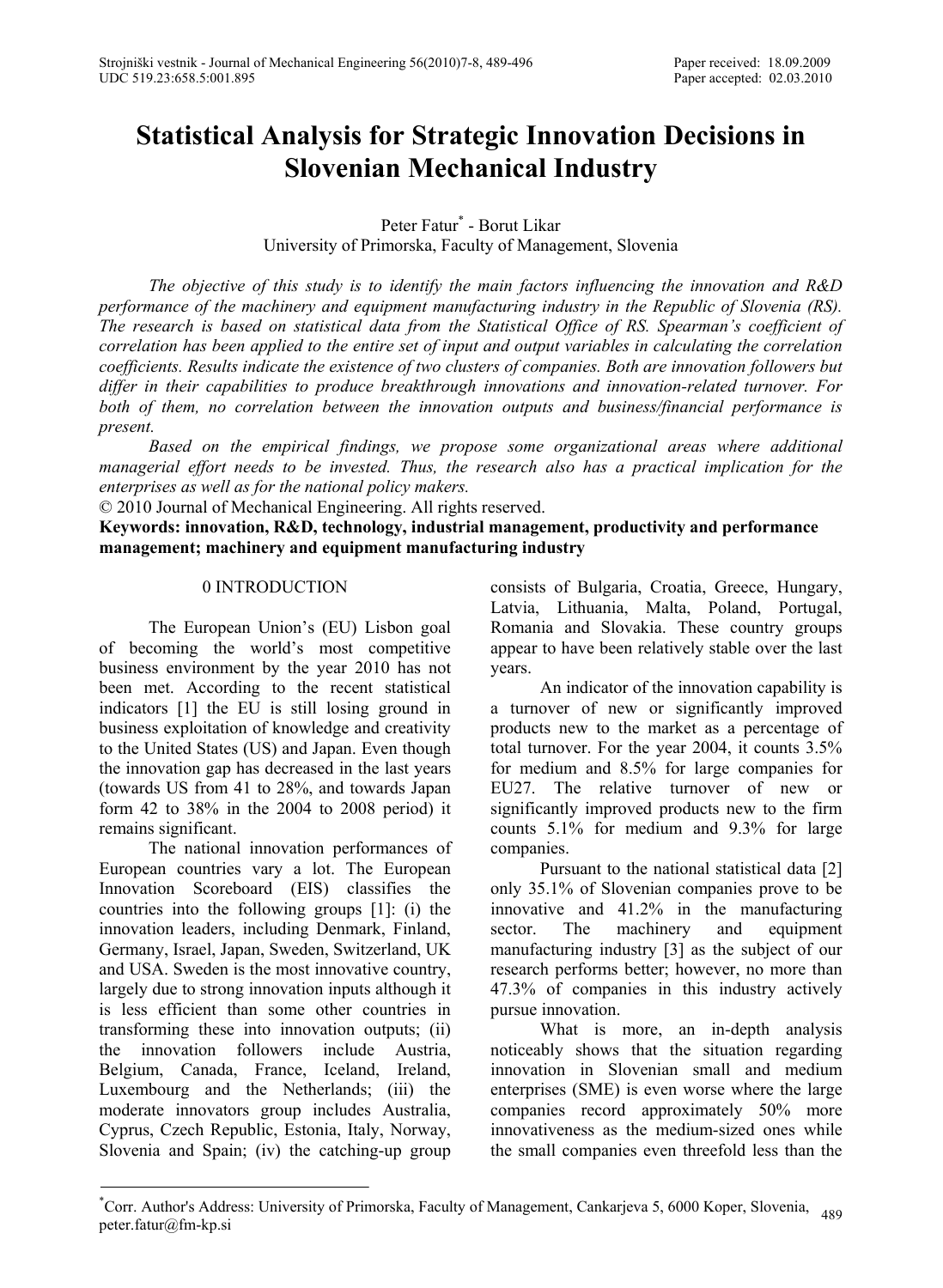# Statistical Analysis for Strategic Innovation Decisions in Slovenian Mechanical Industry

Peter Fatur* - Borut Likar
University of Primorska, Faculty of Management, Slovenia

*The objective of this study is to identify the main factors influencing the innovation and R&D performance of the machinery and equipment manufacturing industry in the Republic of Slovenia (RS). The research is based on statistical data from the Statistical Office of RS. Spearman's coefficient of correlation has been applied to the entire set of input and output variables in calculating the correlation coefficients. Results indicate the existence of two clusters of companies. Both are innovation followers but differ in their capabilities to produce breakthrough innovations and innovation-related turnover. For both of them, no correlation between the innovation outputs and business/financial performance is present.*

*Based on the empirical findings, we propose some organizational areas where additional managerial effort needs to be invested. Thus, the research also has a practical implication for the enterprises as well as for the national policy makers.*

© 2010 Journal of Mechanical Engineering. All rights reserved.

**Keywords: innovation, R&D, technology, industrial management, productivity and performance management; machinery and equipment manufacturing industry**

## 0 INTRODUCTION

The European Union's (EU) Lisbon goal of becoming the world's most competitive business environment by the year 2010 has not been met. According to the recent statistical indicators [1] the EU is still losing ground in business exploitation of knowledge and creativity to the United States (US) and Japan. Even though the innovation gap has decreased in the last years (towards US from 41 to 28%, and towards Japan form 42 to 38% in the 2004 to 2008 period) it remains significant.

The national innovation performances of European countries vary a lot. The European Innovation Scoreboard (EIS) classifies the countries into the following groups [1]: (i) the innovation leaders, including Denmark, Finland, Germany, Israel, Japan, Sweden, Switzerland, UK and USA. Sweden is the most innovative country, largely due to strong innovation inputs although it is less efficient than some other countries in transforming these into innovation outputs; (ii) the innovation followers include Austria, Belgium, Canada, France, Iceland, Ireland, Luxembourg and the Netherlands; (iii) the moderate innovators group includes Australia, Cyprus, Czech Republic, Estonia, Italy, Norway, Slovenia and Spain; (iv) the catching-up group consists of Bulgaria, Croatia, Greece, Hungary, Latvia, Lithuania, Malta, Poland, Portugal, Romania and Slovakia. These country groups appear to have been relatively stable over the last years.

An indicator of the innovation capability is a turnover of new or significantly improved products new to the market as a percentage of total turnover. For the year 2004, it counts 3.5% for medium and 8.5% for large companies for EU27. The relative turnover of new or significantly improved products new to the firm counts 5.1% for medium and 9.3% for large companies.

Pursuant to the national statistical data [2] only 35.1% of Slovenian companies prove to be innovative and 41.2% in the manufacturing sector. The machinery and equipment manufacturing industry [3] as the subject of our research performs better; however, no more than 47.3% of companies in this industry actively pursue innovation.

What is more, an in-depth analysis noticeably shows that the situation regarding innovation in Slovenian small and medium enterprises (SME) is even worse where the large companies record approximately 50% more innovativeness as the medium-sized ones while the small companies even threefold less than the

---

*Corr. Author's Address: University of Primorska, Faculty of Management, Cankarjeva 5, 6000 Koper, Slovenia, peter.fatur@fm-kp.si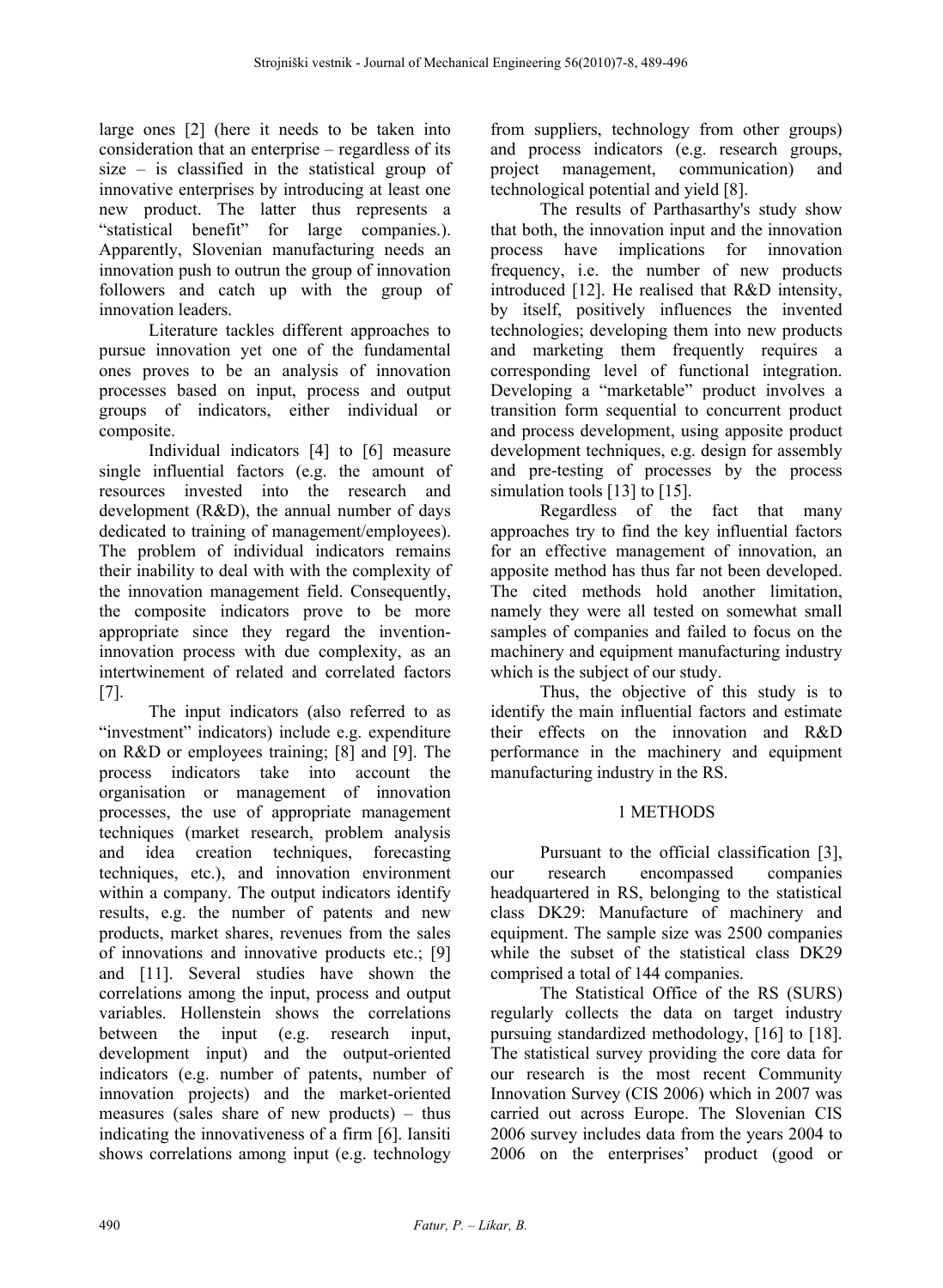large ones [2] (here it needs to be taken into consideration that an enterprise – regardless of its size – is classified in the statistical group of innovative enterprises by introducing at least one new product. The latter thus represents a "statistical benefit" for large companies.). Apparently, Slovenian manufacturing needs an innovation push to outrun the group of innovation followers and catch up with the group of innovation leaders.

Literature tackles different approaches to pursue innovation yet one of the fundamental ones proves to be an analysis of innovation processes based on input, process and output groups of indicators, either individual or composite.

Individual indicators [4] to [6] measure single influential factors (e.g. the amount of resources invested into the research and development (R&D), the annual number of days dedicated to training of management/employees). The problem of individual indicators remains their inability to deal with with the complexity of the innovation management field. Consequently, the composite indicators prove to be more appropriate since they regard the invention-innovation process with due complexity, as an intertwinement of related and correlated factors [7].

The input indicators (also referred to as "investment" indicators) include e.g. expenditure on R&D or employees training; [8] and [9]. The process indicators take into account the organisation or management of innovation processes, the use of appropriate management techniques (market research, problem analysis and idea creation techniques, forecasting techniques, etc.), and innovation environment within a company. The output indicators identify results, e.g. the number of patents and new products, market shares, revenues from the sales of innovations and innovative products etc.; [9] and [11]. Several studies have shown the correlations among the input, process and output variables. Hollenstein shows the correlations between the input (e.g. research input, development input) and the output-oriented indicators (e.g. number of patents, number of innovation projects) and the market-oriented measures (sales share of new products) – thus indicating the innovativeness of a firm [6]. Iansiti shows correlations among input (e.g. technology from suppliers, technology from other groups) and process indicators (e.g. research groups, project management, communication) and technological potential and yield [8].

The results of Parthasarthy's study show that both, the innovation input and the innovation process have implications for innovation frequency, i.e. the number of new products introduced [12]. He realised that R&D intensity, by itself, positively influences the invented technologies; developing them into new products and marketing them frequently requires a corresponding level of functional integration. Developing a "marketable" product involves a transition form sequential to concurrent product and process development, using apposite product development techniques, e.g. design for assembly and pre-testing of processes by the process simulation tools [13] to [15].

Regardless of the fact that many approaches try to find the key influential factors for an effective management of innovation, an apposite method has thus far not been developed. The cited methods hold another limitation, namely they were all tested on somewhat small samples of companies and failed to focus on the machinery and equipment manufacturing industry which is the subject of our study.

Thus, the objective of this study is to identify the main influential factors and estimate their effects on the innovation and R&D performance in the machinery and equipment manufacturing industry in the RS.

## 1 METHODS

Pursuant to the official classification [3], our research encompassed companies headquartered in RS, belonging to the statistical class DK29: Manufacture of machinery and equipment. The sample size was 2500 companies while the subset of the statistical class DK29 comprised a total of 144 companies.

The Statistical Office of the RS (SURS) regularly collects the data on target industry pursuing standardized methodology, [16] to [18]. The statistical survey providing the core data for our research is the most recent Community Innovation Survey (CIS 2006) which in 2007 was carried out across Europe. The Slovenian CIS 2006 survey includes data from the years 2004 to 2006 on the enterprises' product (good or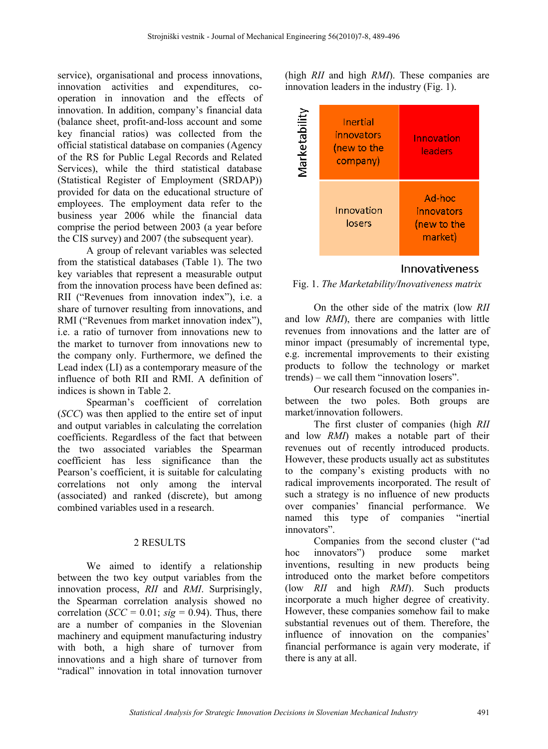service), organisational and process innovations, innovation activities and expenditures, co-operation in innovation and the effects of innovation. In addition, company's financial data (balance sheet, profit-and-loss account and some key financial ratios) was collected from the official statistical database on companies (Agency of the RS for Public Legal Records and Related Services), while the third statistical database (Statistical Register of Employment (SRDAP)) provided for data on the educational structure of employees. The employment data refer to the business year 2006 while the financial data comprise the period between 2003 (a year before the CIS survey) and 2007 (the subsequent year).

A group of relevant variables was selected from the statistical databases (Table 1). The two key variables that represent a measurable output from the innovation process have been defined as: RII ("Revenues from innovation index"), i.e. a share of turnover resulting from innovations, and RMI ("Revenues from market innovation index"), i.e. a ratio of turnover from innovations new to the market to turnover from innovations new to the company only. Furthermore, we defined the Lead index (LI) as a contemporary measure of the influence of both RII and RMI. A definition of indices is shown in Table 2.

Spearman's coefficient of correlation (*SCC*) was then applied to the entire set of input and output variables in calculating the correlation coefficients. Regardless of the fact that between the two associated variables the Spearman coefficient has less significance than the Pearson's coefficient, it is suitable for calculating correlations not only among the interval (associated) and ranked (discrete), but among combined variables used in a research.

## 2 RESULTS

We aimed to identify a relationship between the two key output variables from the innovation process, *RII* and *RMI*. Surprisingly, the Spearman correlation analysis showed no correlation (*SCC* = 0.01; *sig* = 0.94). Thus, there are a number of companies in the Slovenian machinery and equipment manufacturing industry with both, a high share of turnover from innovations and a high share of turnover from "radical" innovation in total innovation turnover (high *RII* and high *RMI*). These companies are innovation leaders in the industry (Fig. 1).

Marketability

Inertial innovators (new to the company)

Innovation leaders

Innovation losers

Ad-hoc innovators (new to the market)

Innovativeness

Fig. 1. *The Marketability/Inovativeness matrix*

On the other side of the matrix (low *RII* and low *RMI*), there are companies with little revenues from innovations and the latter are of minor impact (presumably of incremental type, e.g. incremental improvements to their existing products to follow the technology or market trends) – we call them "innovation losers".

Our research focused on the companies in-between the two poles. Both groups are market/innovation followers.

The first cluster of companies (high *RII* and low *RMI*) makes a notable part of their revenues out of recently introduced products. However, these products usually act as substitutes to the company's existing products with no radical improvements incorporated. The result of such a strategy is no influence of new products over companies' financial performance. We named this type of companies "inertial innovators".

Companies from the second cluster ("ad hoc innovators") produce some market inventions, resulting in new products being introduced onto the market before competitors (low *RII* and high *RMI*). Such products incorporate a much higher degree of creativity. However, these companies somehow fail to make substantial revenues out of them. Therefore, the influence of innovation on the companies' financial performance is again very moderate, if there is any at all.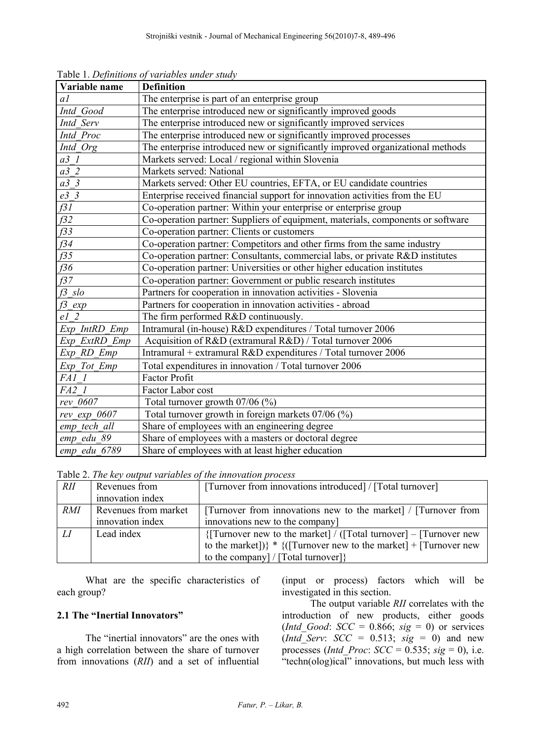Table 1. *Definitions of variables under study*

| Variable name | Definition |
|---|---|
| *a1* | The enterprise is part of an enterprise group |
| *Intd_Good* | The enterprise introduced new or significantly improved goods |
| *Intd_Serv* | The enterprise introduced new or significantly improved services |
| *Intd_Proc* | The enterprise introduced new or significantly improved processes |
| *Intd_Org* | The enterprise introduced new or significantly improved organizational methods |
| *a3_1* | Markets served: Local / regional within Slovenia |
| *a3_2* | Markets served: National |
| *a3_3* | Markets served: Other EU countries, EFTA, or EU candidate countries |
| *e3_3* | Enterprise received financial support for innovation activities from the EU |
| *f31* | Co-operation partner: Within your enterprise or enterprise group |
| *f32* | Co-operation partner: Suppliers of equipment, materials, components or software |
| *f33* | Co-operation partner: Clients or customers |
| *f34* | Co-operation partner: Competitors and other firms from the same industry |
| *f35* | Co-operation partner: Consultants, commercial labs, or private R&D institutes |
| *f36* | Co-operation partner: Universities or other higher education institutes |
| *f37* | Co-operation partner: Government or public research institutes |
| *f3_slo* | Partners for cooperation in innovation activities - Slovenia |
| *f3_exp* | Partners for cooperation in innovation activities - abroad |
| *e1_2* | The firm performed R&D continuously. |
| *Exp_IntRD_Emp* | Intramural (in-house) R&D expenditures / Total turnover 2006 |
| *Exp_ExtRD_Emp* | Acquisition of R&D (extramural R&D) / Total turnover 2006 |
| *Exp_RD_Emp* | Intramural + extramural R&D expenditures / Total turnover 2006 |
| *Exp_Tot_Emp* | Total expenditures in innovation / Total turnover 2006 |
| *FA1_1* | Factor Profit |
| *FA2_1* | Factor Labor cost |
| *rev_0607* | Total turnover growth 07/06 (%) |
| *rev_exp_0607* | Total turnover growth in foreign markets 07/06 (%) |
| *emp_tech_all* | Share of employees with an engineering degree |
| *emp_edu_89* | Share of employees with a masters or doctoral degree |
| *emp_edu_6789* | Share of employees with at least higher education |

Table 2. *The key output variables of the innovation process*

| | | |
|---|---|---|
| *RII* | Revenues from innovation index | [Turnover from innovations introduced] / [Total turnover] |
| *RMI* | Revenues from market innovation index | [Turnover from innovations new to the market] / [Turnover from innovations new to the company] |
| *LI* | Lead index | {[Turnover new to the market] / ([Total turnover] – [Turnover new to the market])} * {([Turnover new to the market] + [Turnover new to the company] / [Total turnover]} |

What are the specific characteristics of each group?

### 2.1 The "Inertial Innovators"

The "inertial innovators" are the ones with a high correlation between the share of turnover from innovations (*RII*) and a set of influential (input or process) factors which will be investigated in this section.

The output variable *RII* correlates with the introduction of new products, either goods (*Intd_Good*: $SCC = 0.866$; $sig = 0$) or services (*Intd_Serv*: $SCC = 0.513$; $sig = 0$) and new processes (*Intd_Proc*: $SCC = 0.535$; $sig = 0$), i.e. "techn(olog)ical" innovations, but much less with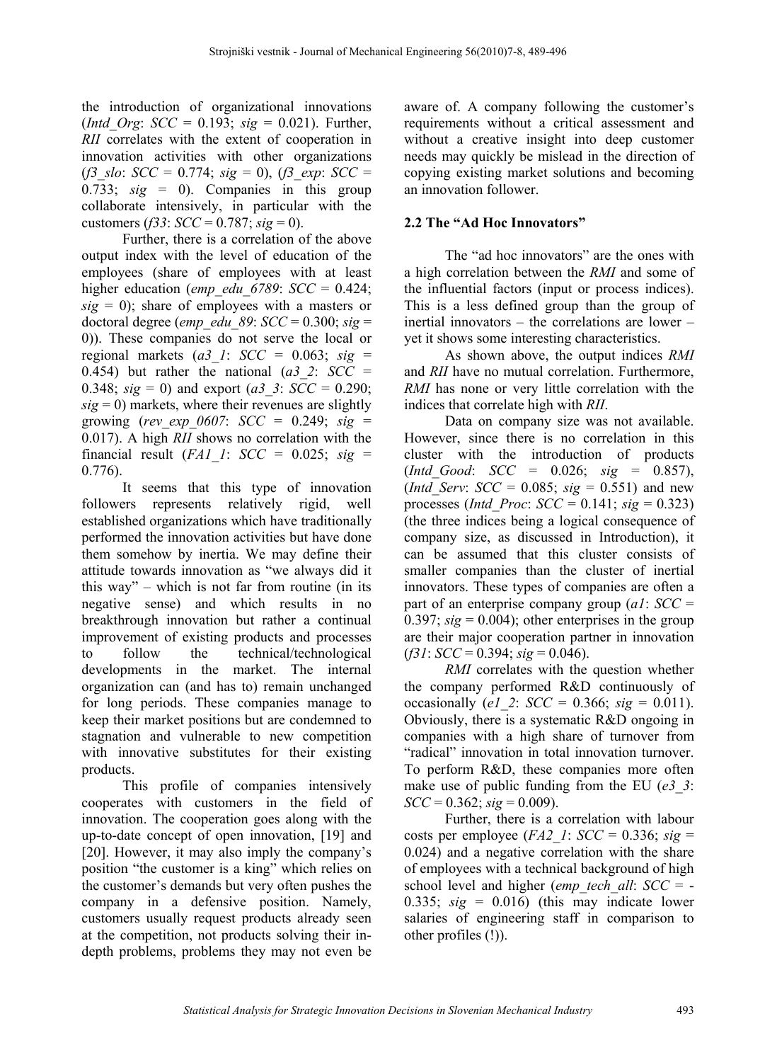the introduction of organizational innovations (*Intd_Org*: *SCC* = 0.193; *sig* = 0.021). Further, *RII* correlates with the extent of cooperation in innovation activities with other organizations (*f3_slo*: *SCC* = 0.774; *sig* = 0), (*f3_exp*: *SCC* = 0.733; *sig* = 0). Companies in this group collaborate intensively, in particular with the customers (*f33*: *SCC* = 0.787; *sig* = 0).

Further, there is a correlation of the above output index with the level of education of the employees (share of employees with at least higher education (*emp_edu_6789*: *SCC* = 0.424; *sig* = 0); share of employees with a masters or doctoral degree (*emp_edu_89*: *SCC* = 0.300; *sig* = 0)). These companies do not serve the local or regional markets (*a3_1*: *SCC* = 0.063; *sig* = 0.454) but rather the national (*a3_2*: *SCC* = 0.348; *sig* = 0) and export (*a3_3*: *SCC* = 0.290; *sig* = 0) markets, where their revenues are slightly growing (*rev_exp_0607*: *SCC* = 0.249; *sig* = 0.017). A high *RII* shows no correlation with the financial result (*FA1_1*: *SCC* = 0.025; *sig* = 0.776).

It seems that this type of innovation followers represents relatively rigid, well established organizations which have traditionally performed the innovation activities but have done them somehow by inertia. We may define their attitude towards innovation as "we always did it this way" – which is not far from routine (in its negative sense) and which results in no breakthrough innovation but rather a continual improvement of existing products and processes to follow the technical/technological developments in the market. The internal organization can (and has to) remain unchanged for long periods. These companies manage to keep their market positions but are condemned to stagnation and vulnerable to new competition with innovative substitutes for their existing products.

This profile of companies intensively cooperates with customers in the field of innovation. The cooperation goes along with the up-to-date concept of open innovation, [19] and [20]. However, it may also imply the company's position "the customer is a king" which relies on the customer's demands but very often pushes the company in a defensive position. Namely, customers usually request products already seen at the competition, not products solving their in-depth problems, problems they may not even be aware of. A company following the customer's requirements without a critical assessment and without a creative insight into deep customer needs may quickly be mislead in the direction of copying existing market solutions and becoming an innovation follower.

## 2.2 The "Ad Hoc Innovators"

The "ad hoc innovators" are the ones with a high correlation between the *RMI* and some of the influential factors (input or process indices). This is a less defined group than the group of inertial innovators – the correlations are lower – yet it shows some interesting characteristics.

As shown above, the output indices *RMI* and *RII* have no mutual correlation. Furthermore, *RMI* has none or very little correlation with the indices that correlate high with *RII*.

Data on company size was not available. However, since there is no correlation in this cluster with the introduction of products (*Intd_Good*: *SCC* = 0.026; *sig* = 0.857), (*Intd_Serv*: *SCC* = 0.085; *sig* = 0.551) and new processes (*Intd_Proc*: *SCC* = 0.141; *sig* = 0.323) (the three indices being a logical consequence of company size, as discussed in Introduction), it can be assumed that this cluster consists of smaller companies than the cluster of inertial innovators. These types of companies are often a part of an enterprise company group (*a1*: *SCC* = 0.397; *sig* = 0.004); other enterprises in the group are their major cooperation partner in innovation (*f31*: *SCC* = 0.394; *sig* = 0.046).

*RMI* correlates with the question whether the company performed R&D continuously of occasionally (*e1_2*: *SCC* = 0.366; *sig* = 0.011). Obviously, there is a systematic R&D ongoing in companies with a high share of turnover from "radical" innovation in total innovation turnover. To perform R&D, these companies more often make use of public funding from the EU (*e3_3*: *SCC* = 0.362; *sig* = 0.009).

Further, there is a correlation with labour costs per employee (*FA2_1*: *SCC* = 0.336; *sig* = 0.024) and a negative correlation with the share of employees with a technical background of high school level and higher (*emp_tech_all*: *SCC* = -0.335; *sig* = 0.016) (this may indicate lower salaries of engineering staff in comparison to other profiles (!)).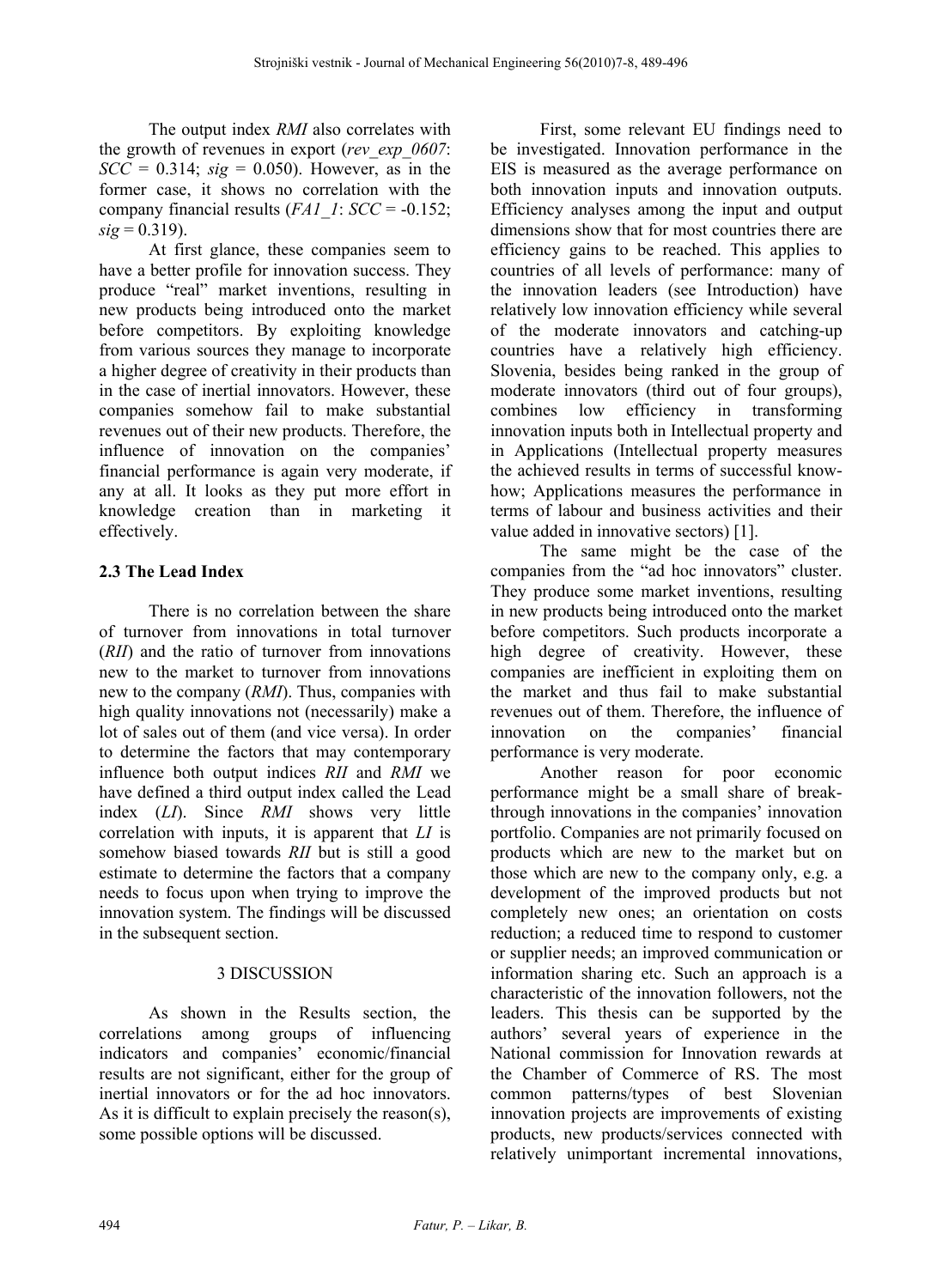The output index *RMI* also correlates with the growth of revenues in export (*rev_exp_0607*: *SCC* = 0.314; *sig* = 0.050). However, as in the former case, it shows no correlation with the company financial results (*FA1_1*: *SCC* = -0.152; *sig* = 0.319).

At first glance, these companies seem to have a better profile for innovation success. They produce "real" market inventions, resulting in new products being introduced onto the market before competitors. By exploiting knowledge from various sources they manage to incorporate a higher degree of creativity in their products than in the case of inertial innovators. However, these companies somehow fail to make substantial revenues out of their new products. Therefore, the influence of innovation on the companies' financial performance is again very moderate, if any at all. It looks as they put more effort in knowledge creation than in marketing it effectively.

## 2.3 The Lead Index

There is no correlation between the share of turnover from innovations in total turnover (*RII*) and the ratio of turnover from innovations new to the market to turnover from innovations new to the company (*RMI*). Thus, companies with high quality innovations not (necessarily) make a lot of sales out of them (and vice versa). In order to determine the factors that may contemporary influence both output indices *RII* and *RMI* we have defined a third output index called the Lead index (*LI*). Since *RMI* shows very little correlation with inputs, it is apparent that *LI* is somehow biased towards *RII* but is still a good estimate to determine the factors that a company needs to focus upon when trying to improve the innovation system. The findings will be discussed in the subsequent section.

# 3 DISCUSSION

As shown in the Results section, the correlations among groups of influencing indicators and companies' economic/financial results are not significant, either for the group of inertial innovators or for the ad hoc innovators. As it is difficult to explain precisely the reason(s), some possible options will be discussed.

First, some relevant EU findings need to be investigated. Innovation performance in the EIS is measured as the average performance on both innovation inputs and innovation outputs. Efficiency analyses among the input and output dimensions show that for most countries there are efficiency gains to be reached. This applies to countries of all levels of performance: many of the innovation leaders (see Introduction) have relatively low innovation efficiency while several of the moderate innovators and catching-up countries have a relatively high efficiency. Slovenia, besides being ranked in the group of moderate innovators (third out of four groups), combines low efficiency in transforming innovation inputs both in Intellectual property and in Applications (Intellectual property measures the achieved results in terms of successful know-how; Applications measures the performance in terms of labour and business activities and their value added in innovative sectors) [1].

The same might be the case of the companies from the "ad hoc innovators" cluster. They produce some market inventions, resulting in new products being introduced onto the market before competitors. Such products incorporate a high degree of creativity. However, these companies are inefficient in exploiting them on the market and thus fail to make substantial revenues out of them. Therefore, the influence of innovation on the companies' financial performance is very moderate.

Another reason for poor economic performance might be a small share of break-through innovations in the companies' innovation portfolio. Companies are not primarily focused on products which are new to the market but on those which are new to the company only, e.g. a development of the improved products but not completely new ones; an orientation on costs reduction; a reduced time to respond to customer or supplier needs; an improved communication or information sharing etc. Such an approach is a characteristic of the innovation followers, not the leaders. This thesis can be supported by the authors' several years of experience in the National commission for Innovation rewards at the Chamber of Commerce of RS. The most common patterns/types of best Slovenian innovation projects are improvements of existing products, new products/services connected with relatively unimportant incremental innovations,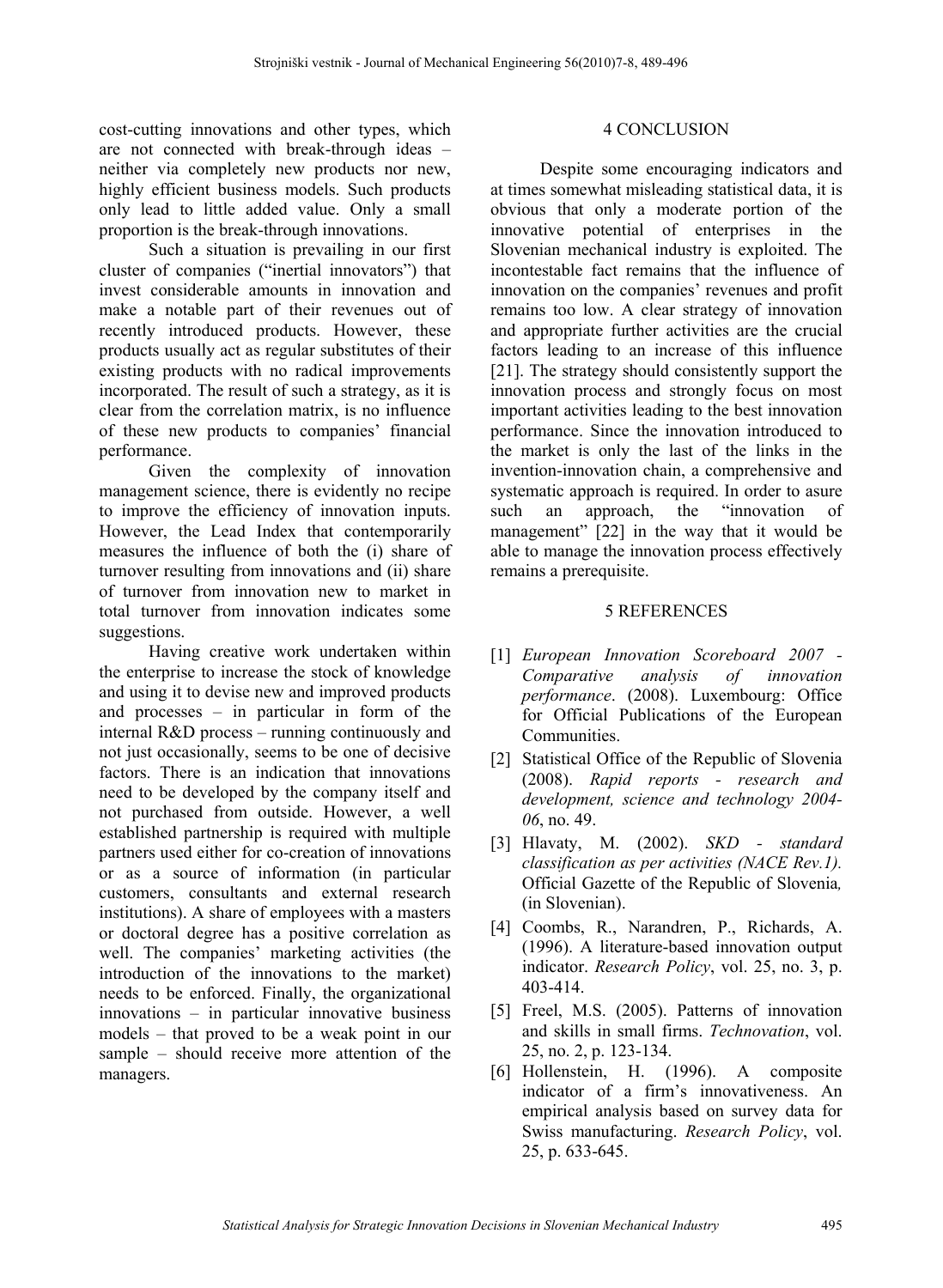cost-cutting innovations and other types, which are not connected with break-through ideas – neither via completely new products nor new, highly efficient business models. Such products only lead to little added value. Only a small proportion is the break-through innovations.

Such a situation is prevailing in our first cluster of companies ("inertial innovators") that invest considerable amounts in innovation and make a notable part of their revenues out of recently introduced products. However, these products usually act as regular substitutes of their existing products with no radical improvements incorporated. The result of such a strategy, as it is clear from the correlation matrix, is no influence of these new products to companies' financial performance.

Given the complexity of innovation management science, there is evidently no recipe to improve the efficiency of innovation inputs. However, the Lead Index that contemporarily measures the influence of both the (i) share of turnover resulting from innovations and (ii) share of turnover from innovation new to market in total turnover from innovation indicates some suggestions.

Having creative work undertaken within the enterprise to increase the stock of knowledge and using it to devise new and improved products and processes – in particular in form of the internal R&D process – running continuously and not just occasionally, seems to be one of decisive factors. There is an indication that innovations need to be developed by the company itself and not purchased from outside. However, a well established partnership is required with multiple partners used either for co-creation of innovations or as a source of information (in particular customers, consultants and external research institutions). A share of employees with a masters or doctoral degree has a positive correlation as well. The companies' marketing activities (the introduction of the innovations to the market) needs to be enforced. Finally, the organizational innovations – in particular innovative business models – that proved to be a weak point in our sample – should receive more attention of the managers.

## 4 CONCLUSION

Despite some encouraging indicators and at times somewhat misleading statistical data, it is obvious that only a moderate portion of the innovative potential of enterprises in the Slovenian mechanical industry is exploited. The incontestable fact remains that the influence of innovation on the companies' revenues and profit remains too low. A clear strategy of innovation and appropriate further activities are the crucial factors leading to an increase of this influence [21]. The strategy should consistently support the innovation process and strongly focus on most important activities leading to the best innovation performance. Since the innovation introduced to the market is only the last of the links in the invention-innovation chain, a comprehensive and systematic approach is required. In order to asure such an approach, the "innovation of management" [22] in the way that it would be able to manage the innovation process effectively remains a prerequisite.

## 5 REFERENCES

[1] *European Innovation Scoreboard 2007 - Comparative analysis of innovation performance*. (2008). Luxembourg: Office for Official Publications of the European Communities.

[2] Statistical Office of the Republic of Slovenia (2008). *Rapid reports - research and development, science and technology 2004-06*, no. 49.

[3] Hlavaty, M. (2002). *SKD - standard classification as per activities (NACE Rev.1).* Official Gazette of the Republic of Slovenia*,* (in Slovenian).

[4] Coombs, R., Narandren, P., Richards, A. (1996). A literature-based innovation output indicator. *Research Policy*, vol. 25, no. 3, p. 403-414.

[5] Freel, M.S. (2005). Patterns of innovation and skills in small firms. *Technovation*, vol. 25, no. 2, p. 123-134.

[6] Hollenstein, H. (1996). A composite indicator of a firm's innovativeness. An empirical analysis based on survey data for Swiss manufacturing. *Research Policy*, vol. 25, p. 633-645.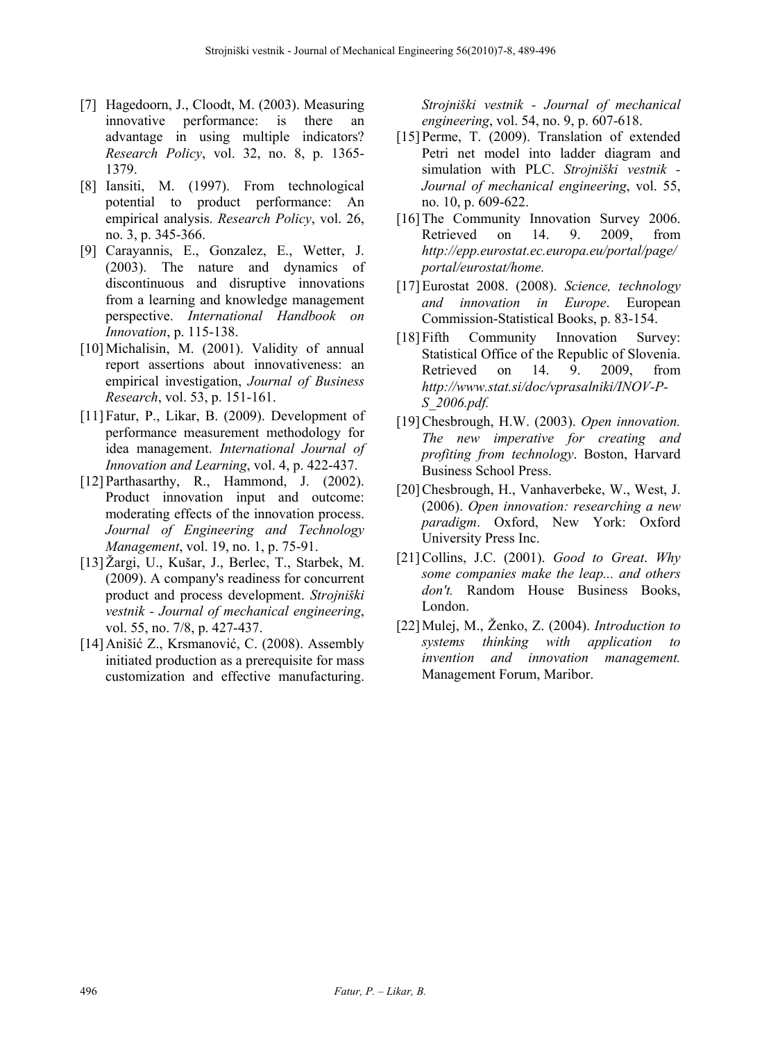[7] Hagedoorn, J., Cloodt, M. (2003). Measuring innovative performance: is there an advantage in using multiple indicators? *Research Policy*, vol. 32, no. 8, p. 1365-1379.

[8] Iansiti, M. (1997). From technological potential to product performance: An empirical analysis. *Research Policy*, vol. 26, no. 3, p. 345-366.

[9] Carayannis, E., Gonzalez, E., Wetter, J. (2003). The nature and dynamics of discontinuous and disruptive innovations from a learning and knowledge management perspective. *International Handbook on Innovation*, p. 115-138.

[10] Michalisin, M. (2001). Validity of annual report assertions about innovativeness: an empirical investigation, *Journal of Business Research*, vol. 53, p. 151-161.

[11] Fatur, P., Likar, B. (2009). Development of performance measurement methodology for idea management. *International Journal of Innovation and Learning*, vol. 4, p. 422-437.

[12] Parthasarthy, R., Hammond, J. (2002). Product innovation input and outcome: moderating effects of the innovation process. *Journal of Engineering and Technology Management*, vol. 19, no. 1, p. 75-91.

[13] Žargi, U., Kušar, J., Berlec, T., Starbek, M. (2009). A company's readiness for concurrent product and process development. *Strojniški vestnik - Journal of mechanical engineering*, vol. 55, no. 7/8, p. 427-437.

[14] Anišić Z., Krsmanović, C. (2008). Assembly initiated production as a prerequisite for mass customization and effective manufacturing. *Strojniški vestnik - Journal of mechanical engineering*, vol. 54, no. 9, p. 607-618.

[15] Perme, T. (2009). Translation of extended Petri net model into ladder diagram and simulation with PLC. *Strojniški vestnik - Journal of mechanical engineering*, vol. 55, no. 10, p. 609-622.

[16] The Community Innovation Survey 2006. Retrieved on 14. 9. 2009, from *http://epp.eurostat.ec.europa.eu/portal/page/portal/eurostat/home.*

[17] Eurostat 2008. (2008). *Science, technology and innovation in Europe*. European Commission-Statistical Books, p. 83-154.

[18] Fifth Community Innovation Survey: Statistical Office of the Republic of Slovenia. Retrieved on 14. 9. 2009, from *http://www.stat.si/doc/vprasalniki/INOV-P-S_2006.pdf.*

[19] Chesbrough, H.W. (2003). *Open innovation. The new imperative for creating and profiting from technology*. Boston, Harvard Business School Press.

[20] Chesbrough, H., Vanhaverbeke, W., West, J. (2006). *Open innovation: researching a new paradigm*. Oxford, New York: Oxford University Press Inc.

[21] Collins, J.C. (2001). *Good to Great*. *Why some companies make the leap... and others don't.* Random House Business Books, London.

[22] Mulej, M., Ženko, Z. (2004). *Introduction to systems thinking with application to invention and innovation management.* Management Forum, Maribor.